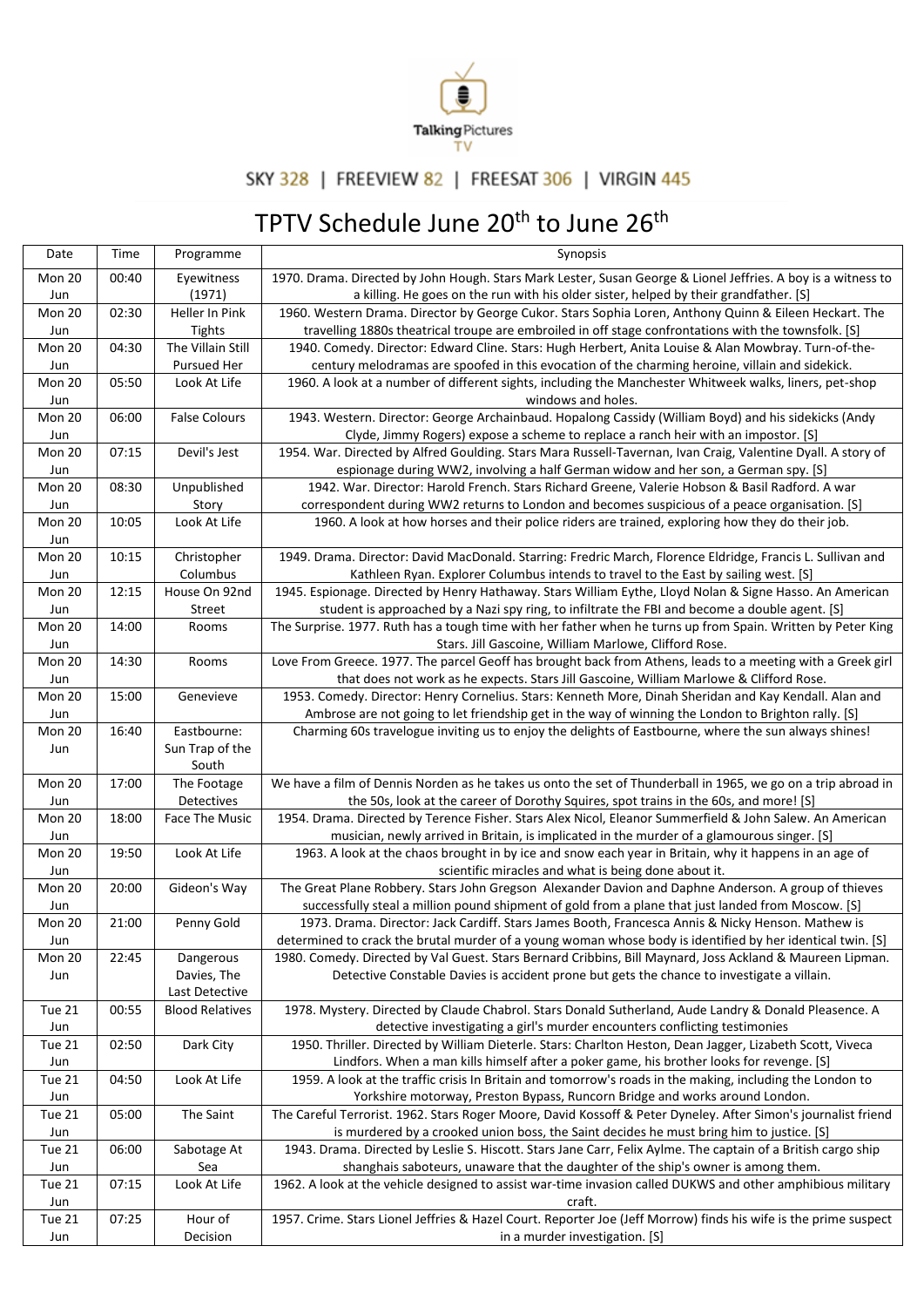Talking Pictures TV

SKY 328 | FREEVIEW 82 | FREESAT 306 | VIRGIN 445

# TPTV Schedule June 20th to June 26th

| Date | Time | Programme | Synopsis |
|---|---|---|---|
| Mon 20 Jun | 00:40 | Eyewitness (1971) | 1970. Drama. Directed by John Hough. Stars Mark Lester, Susan George & Lionel Jeffries. A boy is a witness to a killing. He goes on the run with his older sister, helped by their grandfather. [S] |
| Mon 20 Jun | 02:30 | Heller In Pink Tights | 1960. Western Drama. Director by George Cukor. Stars Sophia Loren, Anthony Quinn & Eileen Heckart. The travelling 1880s theatrical troupe are embroiled in off stage confrontations with the townsfolk. [S] |
| Mon 20 Jun | 04:30 | The Villain Still Pursued Her | 1940. Comedy. Director: Edward Cline. Stars: Hugh Herbert, Anita Louise & Alan Mowbray. Turn-of-the-century melodramas are spoofed in this evocation of the charming heroine, villain and sidekick. |
| Mon 20 Jun | 05:50 | Look At Life | 1960. A look at a number of different sights, including the Manchester Whitweek walks, liners, pet-shop windows and holes. |
| Mon 20 Jun | 06:00 | False Colours | 1943. Western. Director: George Archainbaud. Hopalong Cassidy (William Boyd) and his sidekicks (Andy Clyde, Jimmy Rogers) expose a scheme to replace a ranch heir with an impostor. [S] |
| Mon 20 Jun | 07:15 | Devil's Jest | 1954. War. Directed by Alfred Goulding. Stars Mara Russell-Tavernan, Ivan Craig, Valentine Dyall. A story of espionage during WW2, involving a half German widow and her son, a German spy. [S] |
| Mon 20 Jun | 08:30 | Unpublished Story | 1942. War. Director: Harold French. Stars Richard Greene, Valerie Hobson & Basil Radford. A war correspondent during WW2 returns to London and becomes suspicious of a peace organisation. [S] |
| Mon 20 Jun | 10:05 | Look At Life | 1960. A look at how horses and their police riders are trained, exploring how they do their job. |
| Mon 20 Jun | 10:15 | Christopher Columbus | 1949. Drama. Director: David MacDonald. Starring: Fredric March, Florence Eldridge, Francis L. Sullivan and Kathleen Ryan. Explorer Columbus intends to travel to the East by sailing west. [S] |
| Mon 20 Jun | 12:15 | House On 92nd Street | 1945. Espionage. Directed by Henry Hathaway. Stars William Eythe, Lloyd Nolan & Signe Hasso. An American student is approached by a Nazi spy ring, to infiltrate the FBI and become a double agent. [S] |
| Mon 20 Jun | 14:00 | Rooms | The Surprise. 1977. Ruth has a tough time with her father when he turns up from Spain. Written by Peter King Stars. Jill Gascoine, William Marlowe, Clifford Rose. |
| Mon 20 Jun | 14:30 | Rooms | Love From Greece. 1977. The parcel Geoff has brought back from Athens, leads to a meeting with a Greek girl that does not work as he expects. Stars Jill Gascoine, William Marlowe & Clifford Rose. |
| Mon 20 Jun | 15:00 | Genevieve | 1953. Comedy. Director: Henry Cornelius. Stars: Kenneth More, Dinah Sheridan and Kay Kendall. Alan and Ambrose are not going to let friendship get in the way of winning the London to Brighton rally. [S] |
| Mon 20 Jun | 16:40 | Eastbourne: Sun Trap of the South | Charming 60s travelogue inviting us to enjoy the delights of Eastbourne, where the sun always shines! |
| Mon 20 Jun | 17:00 | The Footage Detectives | We have a film of Dennis Norden as he takes us onto the set of Thunderball in 1965, we go on a trip abroad in the 50s, look at the career of Dorothy Squires, spot trains in the 60s, and more! [S] |
| Mon 20 Jun | 18:00 | Face The Music | 1954. Drama. Directed by Terence Fisher. Stars Alex Nicol, Eleanor Summerfield & John Salew. An American musician, newly arrived in Britain, is implicated in the murder of a glamourous singer. [S] |
| Mon 20 Jun | 19:50 | Look At Life | 1963. A look at the chaos brought in by ice and snow each year in Britain, why it happens in an age of scientific miracles and what is being done about it. |
| Mon 20 Jun | 20:00 | Gideon's Way | The Great Plane Robbery. Stars John Gregson Alexander Davion and Daphne Anderson. A group of thieves successfully steal a million pound shipment of gold from a plane that just landed from Moscow. [S] |
| Mon 20 Jun | 21:00 | Penny Gold | 1973. Drama. Director: Jack Cardiff. Stars James Booth, Francesca Annis & Nicky Henson. Mathew is determined to crack the brutal murder of a young woman whose body is identified by her identical twin. [S] |
| Mon 20 Jun | 22:45 | Dangerous Davies, The Last Detective | 1980. Comedy. Directed by Val Guest. Stars Bernard Cribbins, Bill Maynard, Joss Ackland & Maureen Lipman. Detective Constable Davies is accident prone but gets the chance to investigate a villain. |
| Tue 21 Jun | 00:55 | Blood Relatives | 1978. Mystery. Directed by Claude Chabrol. Stars Donald Sutherland, Aude Landry & Donald Pleasence. A detective investigating a girl's murder encounters conflicting testimonies |
| Tue 21 Jun | 02:50 | Dark City | 1950. Thriller. Directed by William Dieterle. Stars: Charlton Heston, Dean Jagger, Lizabeth Scott, Viveca Lindfors. When a man kills himself after a poker game, his brother looks for revenge. [S] |
| Tue 21 Jun | 04:50 | Look At Life | 1959. A look at the traffic crisis In Britain and tomorrow's roads in the making, including the London to Yorkshire motorway, Preston Bypass, Runcorn Bridge and works around London. |
| Tue 21 Jun | 05:00 | The Saint | The Careful Terrorist. 1962. Stars Roger Moore, David Kossoff & Peter Dyneley. After Simon's journalist friend is murdered by a crooked union boss, the Saint decides he must bring him to justice. [S] |
| Tue 21 Jun | 06:00 | Sabotage At Sea | 1943. Drama. Directed by Leslie S. Hiscott. Stars Jane Carr, Felix Aylme. The captain of a British cargo ship shanghais saboteurs, unaware that the daughter of the ship's owner is among them. |
| Tue 21 Jun | 07:15 | Look At Life | 1962. A look at the vehicle designed to assist war-time invasion called DUKWS and other amphibious military craft. |
| Tue 21 Jun | 07:25 | Hour of Decision | 1957. Crime. Stars Lionel Jeffries & Hazel Court. Reporter Joe (Jeff Morrow) finds his wife is the prime suspect in a murder investigation. [S] |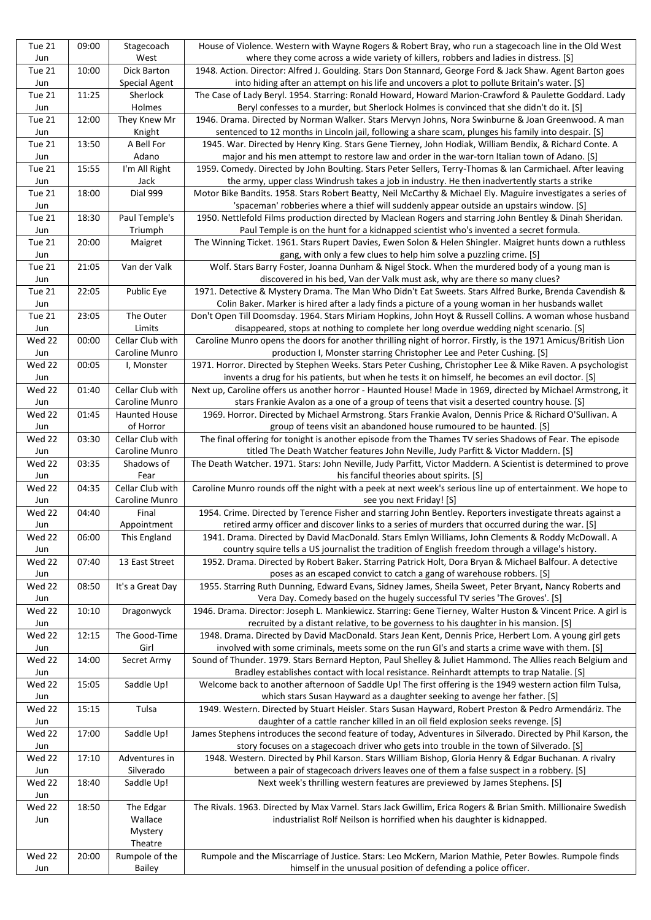| Tue 21 Jun | 09:00 | Stagecoach West | House of Violence. Western with Wayne Rogers & Robert Bray, who run a stagecoach line in the Old West where they come across a wide variety of killers, robbers and ladies in distress. [S] |
|---|---|---|---|
| Tue 21 Jun | 10:00 | Dick Barton Special Agent | 1948. Action. Director: Alfred J. Goulding. Stars Don Stannard, George Ford & Jack Shaw. Agent Barton goes into hiding after an attempt on his life and uncovers a plot to pollute Britain's water. [S] |
| Tue 21 Jun | 11:25 | Sherlock Holmes | The Case of Lady Beryl. 1954. Starring: Ronald Howard, Howard Marion-Crawford & Paulette Goddard. Lady Beryl confesses to a murder, but Sherlock Holmes is convinced that she didn't do it. [S] |
| Tue 21 Jun | 12:00 | They Knew Mr Knight | 1946. Drama. Directed by Norman Walker. Stars Mervyn Johns, Nora Swinburne & Joan Greenwood. A man sentenced to 12 months in Lincoln jail, following a share scam, plunges his family into despair. [S] |
| Tue 21 Jun | 13:50 | A Bell For Adano | 1945. War. Directed by Henry King. Stars Gene Tierney, John Hodiak, William Bendix, & Richard Conte. A major and his men attempt to restore law and order in the war-torn Italian town of Adano. [S] |
| Tue 21 Jun | 15:55 | I'm All Right Jack | 1959. Comedy. Directed by John Boulting. Stars Peter Sellers, Terry-Thomas & Ian Carmichael. After leaving the army, upper class Windrush takes a job in industry. He then inadvertently starts a strike |
| Tue 21 Jun | 18:00 | Dial 999 | Motor Bike Bandits. 1958. Stars Robert Beatty, Neil McCarthy & Michael Ely. Maguire investigates a series of 'spaceman' robberies where a thief will suddenly appear outside an upstairs window. [S] |
| Tue 21 Jun | 18:30 | Paul Temple's Triumph | 1950. Nettlefold Films production directed by Maclean Rogers and starring John Bentley & Dinah Sheridan. Paul Temple is on the hunt for a kidnapped scientist who's invented a secret formula. |
| Tue 21 Jun | 20:00 | Maigret | The Winning Ticket. 1961. Stars Rupert Davies, Ewen Solon & Helen Shingler. Maigret hunts down a ruthless gang, with only a few clues to help him solve a puzzling crime. [S] |
| Tue 21 Jun | 21:05 | Van der Valk | Wolf. Stars Barry Foster, Joanna Dunham & Nigel Stock. When the murdered body of a young man is discovered in his bed, Van der Valk must ask, why are there so many clues? |
| Tue 21 Jun | 22:05 | Public Eye | 1971. Detective & Mystery Drama. The Man Who Didn't Eat Sweets. Stars Alfred Burke, Brenda Cavendish & Colin Baker. Marker is hired after a lady finds a picture of a young woman in her husbands wallet |
| Tue 21 Jun | 23:05 | The Outer Limits | Don't Open Till Doomsday. 1964. Stars Miriam Hopkins, John Hoyt & Russell Collins. A woman whose husband disappeared, stops at nothing to complete her long overdue wedding night scenario. [S] |
| Wed 22 Jun | 00:00 | Cellar Club with Caroline Munro | Caroline Munro opens the doors for another thrilling night of horror. Firstly, is the 1971 Amicus/British Lion production I, Monster starring Christopher Lee and Peter Cushing. [S] |
| Wed 22 Jun | 00:05 | I, Monster | 1971. Horror. Directed by Stephen Weeks. Stars Peter Cushing, Christopher Lee & Mike Raven. A psychologist invents a drug for his patients, but when he tests it on himself, he becomes an evil doctor. [S] |
| Wed 22 Jun | 01:40 | Cellar Club with Caroline Munro | Next up, Caroline offers us another horror - Haunted House! Made in 1969, directed by Michael Armstrong, it stars Frankie Avalon as a one of a group of teens that visit a deserted country house. [S] |
| Wed 22 Jun | 01:45 | Haunted House of Horror | 1969. Horror. Directed by Michael Armstrong. Stars Frankie Avalon, Dennis Price & Richard O'Sullivan. A group of teens visit an abandoned house rumoured to be haunted. [S] |
| Wed 22 Jun | 03:30 | Cellar Club with Caroline Munro | The final offering for tonight is another episode from the Thames TV series Shadows of Fear. The episode titled The Death Watcher features John Neville, Judy Parfitt & Victor Maddern. [S] |
| Wed 22 Jun | 03:35 | Shadows of Fear | The Death Watcher. 1971. Stars: John Neville, Judy Parfitt, Victor Maddern. A Scientist is determined to prove his fanciful theories about spirits. [S] |
| Wed 22 Jun | 04:35 | Cellar Club with Caroline Munro | Caroline Munro rounds off the night with a peek at next week's serious line up of entertainment. We hope to see you next Friday! [S] |
| Wed 22 Jun | 04:40 | Final Appointment | 1954. Crime. Directed by Terence Fisher and starring John Bentley. Reporters investigate threats against a retired army officer and discover links to a series of murders that occurred during the war. [S] |
| Wed 22 Jun | 06:00 | This England | 1941. Drama. Directed by David MacDonald. Stars Emlyn Williams, John Clements & Roddy McDowall. A country squire tells a US journalist the tradition of English freedom through a village's history. |
| Wed 22 Jun | 07:40 | 13 East Street | 1952. Drama. Directed by Robert Baker. Starring Patrick Holt, Dora Bryan & Michael Balfour. A detective poses as an escaped convict to catch a gang of warehouse robbers. [S] |
| Wed 22 Jun | 08:50 | It's a Great Day | 1955. Starring Ruth Dunning, Edward Evans, Sidney James, Sheila Sweet, Peter Bryant, Nancy Roberts and Vera Day. Comedy based on the hugely successful TV series 'The Groves'. [S] |
| Wed 22 Jun | 10:10 | Dragonwyck | 1946. Drama. Director: Joseph L. Mankiewicz. Starring: Gene Tierney, Walter Huston & Vincent Price. A girl is recruited by a distant relative, to be governess to his daughter in his mansion. [S] |
| Wed 22 Jun | 12:15 | The Good-Time Girl | 1948. Drama. Directed by David MacDonald. Stars Jean Kent, Dennis Price, Herbert Lom. A young girl gets involved with some criminals, meets some on the run GI's and starts a crime wave with them. [S] |
| Wed 22 Jun | 14:00 | Secret Army | Sound of Thunder. 1979. Stars Bernard Hepton, Paul Shelley & Juliet Hammond. The Allies reach Belgium and Bradley establishes contact with local resistance. Reinhardt attempts to trap Natalie. [S] |
| Wed 22 Jun | 15:05 | Saddle Up! | Welcome back to another afternoon of Saddle Up! The first offering is the 1949 western action film Tulsa, which stars Susan Hayward as a daughter seeking to avenge her father. [S] |
| Wed 22 Jun | 15:15 | Tulsa | 1949. Western. Directed by Stuart Heisler. Stars Susan Hayward, Robert Preston & Pedro Armendáriz. The daughter of a cattle rancher killed in an oil field explosion seeks revenge. [S] |
| Wed 22 Jun | 17:00 | Saddle Up! | James Stephens introduces the second feature of today, Adventures in Silverado. Directed by Phil Karson, the story focuses on a stagecoach driver who gets into trouble in the town of Silverado. [S] |
| Wed 22 Jun | 17:10 | Adventures in Silverado | 1948. Western. Directed by Phil Karson. Stars William Bishop, Gloria Henry & Edgar Buchanan. A rivalry between a pair of stagecoach drivers leaves one of them a false suspect in a robbery. [S] |
| Wed 22 Jun | 18:40 | Saddle Up! | Next week's thrilling western features are previewed by James Stephens. [S] |
| Wed 22 Jun | 18:50 | The Edgar Wallace Mystery Theatre | The Rivals. 1963. Directed by Max Varnel. Stars Jack Gwillim, Erica Rogers & Brian Smith. Millionaire Swedish industrialist Rolf Neilson is horrified when his daughter is kidnapped. |
| Wed 22 Jun | 20:00 | Rumpole of the Bailey | Rumpole and the Miscarriage of Justice. Stars: Leo McKern, Marion Mathie, Peter Bowles. Rumpole finds himself in the unusual position of defending a police officer. |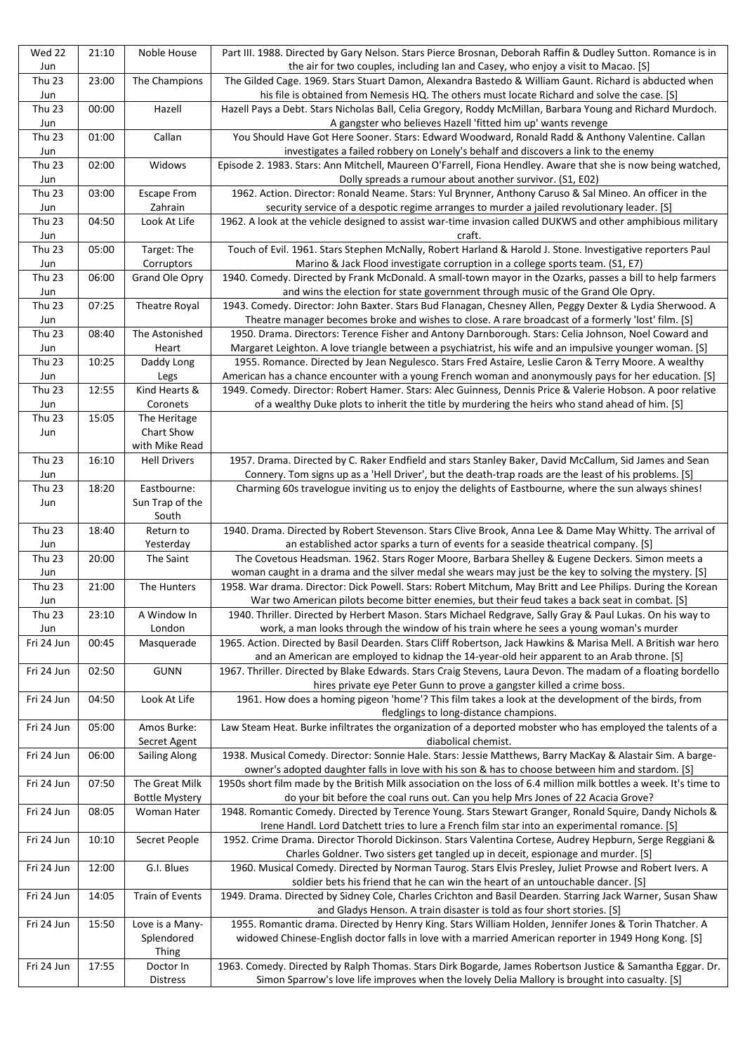| Wed 22 Jun | 21:10 | Noble House | Part III. 1988. Directed by Gary Nelson. Stars Pierce Brosnan, Deborah Raffin & Dudley Sutton. Romance is in the air for two couples, including Ian and Casey, who enjoy a visit to Macao. [S] |
|---|---|---|---|
| Thu 23 Jun | 23:00 | The Champions | The Gilded Cage. 1969. Stars Stuart Damon, Alexandra Bastedo & William Gaunt. Richard is abducted when his file is obtained from Nemesis HQ. The others must locate Richard and solve the case. [S] |
| Thu 23 Jun | 00:00 | Hazell | Hazell Pays a Debt. Stars Nicholas Ball, Celia Gregory, Roddy McMillan, Barbara Young and Richard Murdoch. A gangster who believes Hazell 'fitted him up' wants revenge |
| Thu 23 Jun | 01:00 | Callan | You Should Have Got Here Sooner. Stars: Edward Woodward, Ronald Radd & Anthony Valentine. Callan investigates a failed robbery on Lonely's behalf and discovers a link to the enemy |
| Thu 23 Jun | 02:00 | Widows | Episode 2. 1983. Stars: Ann Mitchell, Maureen O'Farrell, Fiona Hendley. Aware that she is now being watched, Dolly spreads a rumour about another survivor. (S1, E02) |
| Thu 23 Jun | 03:00 | Escape From Zahrain | 1962. Action. Director: Ronald Neame. Stars: Yul Brynner, Anthony Caruso & Sal Mineo. An officer in the security service of a despotic regime arranges to murder a jailed revolutionary leader. [S] |
| Thu 23 Jun | 04:50 | Look At Life | 1962. A look at the vehicle designed to assist war-time invasion called DUKWS and other amphibious military craft. |
| Thu 23 Jun | 05:00 | Target: The Corruptors | Touch of Evil. 1961. Stars Stephen McNally, Robert Harland & Harold J. Stone. Investigative reporters Paul Marino & Jack Flood investigate corruption in a college sports team. (S1, E7) |
| Thu 23 Jun | 06:00 | Grand Ole Opry | 1940. Comedy. Directed by Frank McDonald. A small-town mayor in the Ozarks, passes a bill to help farmers and wins the election for state government through music of the Grand Ole Opry. |
| Thu 23 Jun | 07:25 | Theatre Royal | 1943. Comedy. Director: John Baxter. Stars Bud Flanagan, Chesney Allen, Peggy Dexter & Lydia Sherwood. A Theatre manager becomes broke and wishes to close. A rare broadcast of a formerly 'lost' film. [S] |
| Thu 23 Jun | 08:40 | The Astonished Heart | 1950. Drama. Directors: Terence Fisher and Antony Darnborough. Stars: Celia Johnson, Noel Coward and Margaret Leighton. A love triangle between a psychiatrist, his wife and an impulsive younger woman. [S] |
| Thu 23 Jun | 10:25 | Daddy Long Legs | 1955. Romance. Directed by Jean Negulesco. Stars Fred Astaire, Leslie Caron & Terry Moore. A wealthy American has a chance encounter with a young French woman and anonymously pays for her education. [S] |
| Thu 23 Jun | 12:55 | Kind Hearts & Coronets | 1949. Comedy. Director: Robert Hamer. Stars: Alec Guinness, Dennis Price & Valerie Hobson. A poor relative of a wealthy Duke plots to inherit the title by murdering the heirs who stand ahead of him. [S] |
| Thu 23 Jun | 15:05 | The Heritage Chart Show with Mike Read | |
| Thu 23 Jun | 16:10 | Hell Drivers | 1957. Drama. Directed by C. Raker Endfield and stars Stanley Baker, David McCallum, Sid James and Sean Connery. Tom signs up as a 'Hell Driver', but the death-trap roads are the least of his problems. [S] |
| Thu 23 Jun | 18:20 | Eastbourne: Sun Trap of the South | Charming 60s travelogue inviting us to enjoy the delights of Eastbourne, where the sun always shines! |
| Thu 23 Jun | 18:40 | Return to Yesterday | 1940. Drama. Directed by Robert Stevenson. Stars Clive Brook, Anna Lee & Dame May Whitty. The arrival of an established actor sparks a turn of events for a seaside theatrical company. [S] |
| Thu 23 Jun | 20:00 | The Saint | The Covetous Headsman. 1962. Stars Roger Moore, Barbara Shelley & Eugene Deckers. Simon meets a woman caught in a drama and the silver medal she wears may just be the key to solving the mystery. [S] |
| Thu 23 Jun | 21:00 | The Hunters | 1958. War drama. Director: Dick Powell. Stars: Robert Mitchum, May Britt and Lee Philips. During the Korean War two American pilots become bitter enemies, but their feud takes a back seat in combat. [S] |
| Thu 23 Jun | 23:10 | A Window In London | 1940. Thriller. Directed by Herbert Mason. Stars Michael Redgrave, Sally Gray & Paul Lukas. On his way to work, a man looks through the window of his train where he sees a young woman's murder |
| Fri 24 Jun | 00:45 | Masquerade | 1965. Action. Directed by Basil Dearden. Stars Cliff Robertson, Jack Hawkins & Marisa Mell. A British war hero and an American are employed to kidnap the 14-year-old heir apparent to an Arab throne. [S] |
| Fri 24 Jun | 02:50 | GUNN | 1967. Thriller. Directed by Blake Edwards. Stars Craig Stevens, Laura Devon. The madam of a floating bordello hires private eye Peter Gunn to prove a gangster killed a crime boss. |
| Fri 24 Jun | 04:50 | Look At Life | 1961. How does a homing pigeon 'home'? This film takes a look at the development of the birds, from fledglings to long-distance champions. |
| Fri 24 Jun | 05:00 | Amos Burke: Secret Agent | Law Steam Heat. Burke infiltrates the organization of a deported mobster who has employed the talents of a diabolical chemist. |
| Fri 24 Jun | 06:00 | Sailing Along | 1938. Musical Comedy. Director: Sonnie Hale. Stars: Jessie Matthews, Barry MacKay & Alastair Sim. A barge-owner's adopted daughter falls in love with his son & has to choose between him and stardom. [S] |
| Fri 24 Jun | 07:50 | The Great Milk Bottle Mystery | 1950s short film made by the British Milk association on the loss of 6.4 million milk bottles a week. It's time to do your bit before the coal runs out. Can you help Mrs Jones of 22 Acacia Grove? |
| Fri 24 Jun | 08:05 | Woman Hater | 1948. Romantic Comedy. Directed by Terence Young. Stars Stewart Granger, Ronald Squire, Dandy Nichols & Irene Handl. Lord Datchett tries to lure a French film star into an experimental romance. [S] |
| Fri 24 Jun | 10:10 | Secret People | 1952. Crime Drama. Director Thorold Dickinson. Stars Valentina Cortese, Audrey Hepburn, Serge Reggiani & Charles Goldner. Two sisters get tangled up in deceit, espionage and murder. [S] |
| Fri 24 Jun | 12:00 | G.I. Blues | 1960. Musical Comedy. Directed by Norman Taurog. Stars Elvis Presley, Juliet Prowse and Robert Ivers. A soldier bets his friend that he can win the heart of an untouchable dancer. [S] |
| Fri 24 Jun | 14:05 | Train of Events | 1949. Drama. Directed by Sidney Cole, Charles Crichton and Basil Dearden. Starring Jack Warner, Susan Shaw and Gladys Henson. A train disaster is told as four short stories. [S] |
| Fri 24 Jun | 15:50 | Love is a Many-Splendored Thing | 1955. Romantic drama. Directed by Henry King. Stars William Holden, Jennifer Jones & Torin Thatcher. A widowed Chinese-English doctor falls in love with a married American reporter in 1949 Hong Kong. [S] |
| Fri 24 Jun | 17:55 | Doctor In Distress | 1963. Comedy. Directed by Ralph Thomas. Stars Dirk Bogarde, James Robertson Justice & Samantha Eggar. Dr. Simon Sparrow's love life improves when the lovely Delia Mallory is brought into casualty. [S] |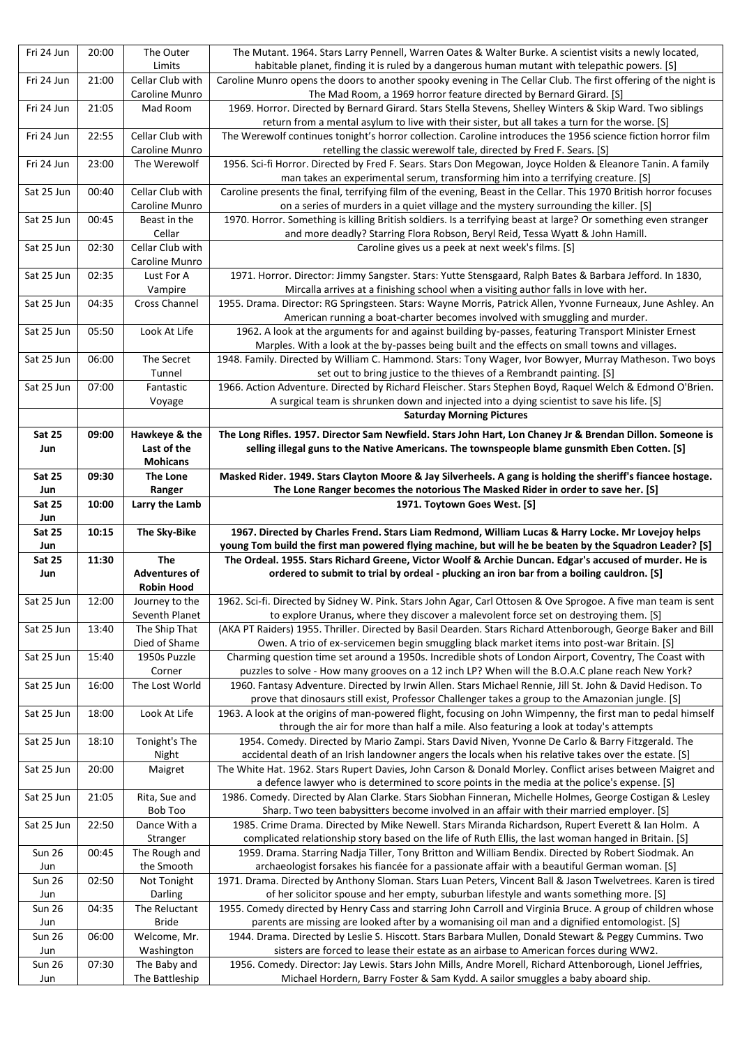| | | | |
|---|---|---|---|
| Fri 24 Jun | 20:00 | The Outer Limits | The Mutant. 1964. Stars Larry Pennell, Warren Oates & Walter Burke. A scientist visits a newly located, habitable planet, finding it is ruled by a dangerous human mutant with telepathic powers. [S] |
| Fri 24 Jun | 21:00 | Cellar Club with Caroline Munro | Caroline Munro opens the doors to another spooky evening in The Cellar Club. The first offering of the night is The Mad Room, a 1969 horror feature directed by Bernard Girard. [S] |
| Fri 24 Jun | 21:05 | Mad Room | 1969. Horror. Directed by Bernard Girard. Stars Stella Stevens, Shelley Winters & Skip Ward. Two siblings return from a mental asylum to live with their sister, but all takes a turn for the worse. [S] |
| Fri 24 Jun | 22:55 | Cellar Club with Caroline Munro | The Werewolf continues tonight's horror collection. Caroline introduces the 1956 science fiction horror film retelling the classic werewolf tale, directed by Fred F. Sears. [S] |
| Fri 24 Jun | 23:00 | The Werewolf | 1956. Sci-fi Horror. Directed by Fred F. Sears. Stars Don Megowan, Joyce Holden & Eleanore Tanin. A family man takes an experimental serum, transforming him into a terrifying creature. [S] |
| Sat 25 Jun | 00:40 | Cellar Club with Caroline Munro | Caroline presents the final, terrifying film of the evening, Beast in the Cellar. This 1970 British horror focuses on a series of murders in a quiet village and the mystery surrounding the killer. [S] |
| Sat 25 Jun | 00:45 | Beast in the Cellar | 1970. Horror. Something is killing British soldiers. Is a terrifying beast at large? Or something even stranger and more deadly? Starring Flora Robson, Beryl Reid, Tessa Wyatt & John Hamill. |
| Sat 25 Jun | 02:30 | Cellar Club with Caroline Munro | Caroline gives us a peek at next week's films. [S] |
| Sat 25 Jun | 02:35 | Lust For A Vampire | 1971. Horror. Director: Jimmy Sangster. Stars: Yutte Stensgaard, Ralph Bates & Barbara Jefford. In 1830, Mircalla arrives at a finishing school when a visiting author falls in love with her. |
| Sat 25 Jun | 04:35 | Cross Channel | 1955. Drama. Director: RG Springsteen. Stars: Wayne Morris, Patrick Allen, Yvonne Furneaux, June Ashley. An American running a boat-charter becomes involved with smuggling and murder. |
| Sat 25 Jun | 05:50 | Look At Life | 1962. A look at the arguments for and against building by-passes, featuring Transport Minister Ernest Marples. With a look at the by-passes being built and the effects on small towns and villages. |
| Sat 25 Jun | 06:00 | The Secret Tunnel | 1948. Family. Directed by William C. Hammond. Stars: Tony Wager, Ivor Bowyer, Murray Matheson. Two boys set out to bring justice to the thieves of a Rembrandt painting. [S] |
| Sat 25 Jun | 07:00 | Fantastic Voyage | 1966. Action Adventure. Directed by Richard Fleischer. Stars Stephen Boyd, Raquel Welch & Edmond O'Brien. A surgical team is shrunken down and injected into a dying scientist to save his life. [S] |
| | | | **Saturday Morning Pictures** |
| **Sat 25 Jun** | **09:00** | **Hawkeye & the Last of the Mohicans** | **The Long Rifles. 1957. Director Sam Newfield. Stars John Hart, Lon Chaney Jr & Brendan Dillon. Someone is selling illegal guns to the Native Americans. The townspeople blame gunsmith Eben Cotten. [S]** |
| **Sat 25 Jun** | **09:30** | **The Lone Ranger** | **Masked Rider. 1949. Stars Clayton Moore & Jay Silverheels. A gang is holding the sheriff's fiancee hostage. The Lone Ranger becomes the notorious The Masked Rider in order to save her. [S]** |
| **Sat 25 Jun** | **10:00** | **Larry the Lamb** | **1971. Toytown Goes West. [S]** |
| **Sat 25 Jun** | **10:15** | **The Sky-Bike** | **1967. Directed by Charles Frend. Stars Liam Redmond, William Lucas & Harry Locke. Mr Lovejoy helps young Tom build the first man powered flying machine, but will he be beaten by the Squadron Leader? [S]** |
| **Sat 25 Jun** | **11:30** | **The Adventures of Robin Hood** | **The Ordeal. 1955. Stars Richard Greene, Victor Woolf & Archie Duncan. Edgar's accused of murder. He is ordered to submit to trial by ordeal - plucking an iron bar from a boiling cauldron. [S]** |
| Sat 25 Jun | 12:00 | Journey to the Seventh Planet | 1962. Sci-fi. Directed by Sidney W. Pink. Stars John Agar, Carl Ottosen & Ove Sprogoe. A five man team is sent to explore Uranus, where they discover a malevolent force set on destroying them. [S] |
| Sat 25 Jun | 13:40 | The Ship That Died of Shame | (AKA PT Raiders) 1955. Thriller. Directed by Basil Dearden. Stars Richard Attenborough, George Baker and Bill Owen. A trio of ex-servicemen begin smuggling black market items into post-war Britain. [S] |
| Sat 25 Jun | 15:40 | 1950s Puzzle Corner | Charming question time set around a 1950s. Incredible shots of London Airport, Coventry, The Coast with puzzles to solve - How many grooves on a 12 inch LP? When will the B.O.A.C plane reach New York? |
| Sat 25 Jun | 16:00 | The Lost World | 1960. Fantasy Adventure. Directed by Irwin Allen. Stars Michael Rennie, Jill St. John & David Hedison. To prove that dinosaurs still exist, Professor Challenger takes a group to the Amazonian jungle. [S] |
| Sat 25 Jun | 18:00 | Look At Life | 1963. A look at the origins of man-powered flight, focusing on John Wimpenny, the first man to pedal himself through the air for more than half a mile. Also featuring a look at today's attempts |
| Sat 25 Jun | 18:10 | Tonight's The Night | 1954. Comedy. Directed by Mario Zampi. Stars David Niven, Yvonne De Carlo & Barry Fitzgerald. The accidental death of an Irish landowner angers the locals when his relative takes over the estate. [S] |
| Sat 25 Jun | 20:00 | Maigret | The White Hat. 1962. Stars Rupert Davies, John Carson & Donald Morley. Conflict arises between Maigret and a defence lawyer who is determined to score points in the media at the police's expense. [S] |
| Sat 25 Jun | 21:05 | Rita, Sue and Bob Too | 1986. Comedy. Directed by Alan Clarke. Stars Siobhan Finneran, Michelle Holmes, George Costigan & Lesley Sharp. Two teen babysitters become involved in an affair with their married employer. [S] |
| Sat 25 Jun | 22:50 | Dance With a Stranger | 1985. Crime Drama. Directed by Mike Newell. Stars Miranda Richardson, Rupert Everett & Ian Holm. A complicated relationship story based on the life of Ruth Ellis, the last woman hanged in Britain. [S] |
| Sun 26 Jun | 00:45 | The Rough and the Smooth | 1959. Drama. Starring Nadja Tiller, Tony Britton and William Bendix. Directed by Robert Siodmak. An archaeologist forsakes his fiancée for a passionate affair with a beautiful German woman. [S] |
| Sun 26 Jun | 02:50 | Not Tonight Darling | 1971. Drama. Directed by Anthony Sloman. Stars Luan Peters, Vincent Ball & Jason Twelvetrees. Karen is tired of her solicitor spouse and her empty, suburban lifestyle and wants something more. [S] |
| Sun 26 Jun | 04:35 | The Reluctant Bride | 1955. Comedy directed by Henry Cass and starring John Carroll and Virginia Bruce. A group of children whose parents are missing are looked after by a womanising oil man and a dignified entomologist. [S] |
| Sun 26 Jun | 06:00 | Welcome, Mr. Washington | 1944. Drama. Directed by Leslie S. Hiscott. Stars Barbara Mullen, Donald Stewart & Peggy Cummins. Two sisters are forced to lease their estate as an airbase to American forces during WW2. |
| Sun 26 Jun | 07:30 | The Baby and The Battleship | 1956. Comedy. Director: Jay Lewis. Stars John Mills, Andre Morell, Richard Attenborough, Lionel Jeffries, Michael Hordern, Barry Foster & Sam Kydd. A sailor smuggles a baby aboard ship. |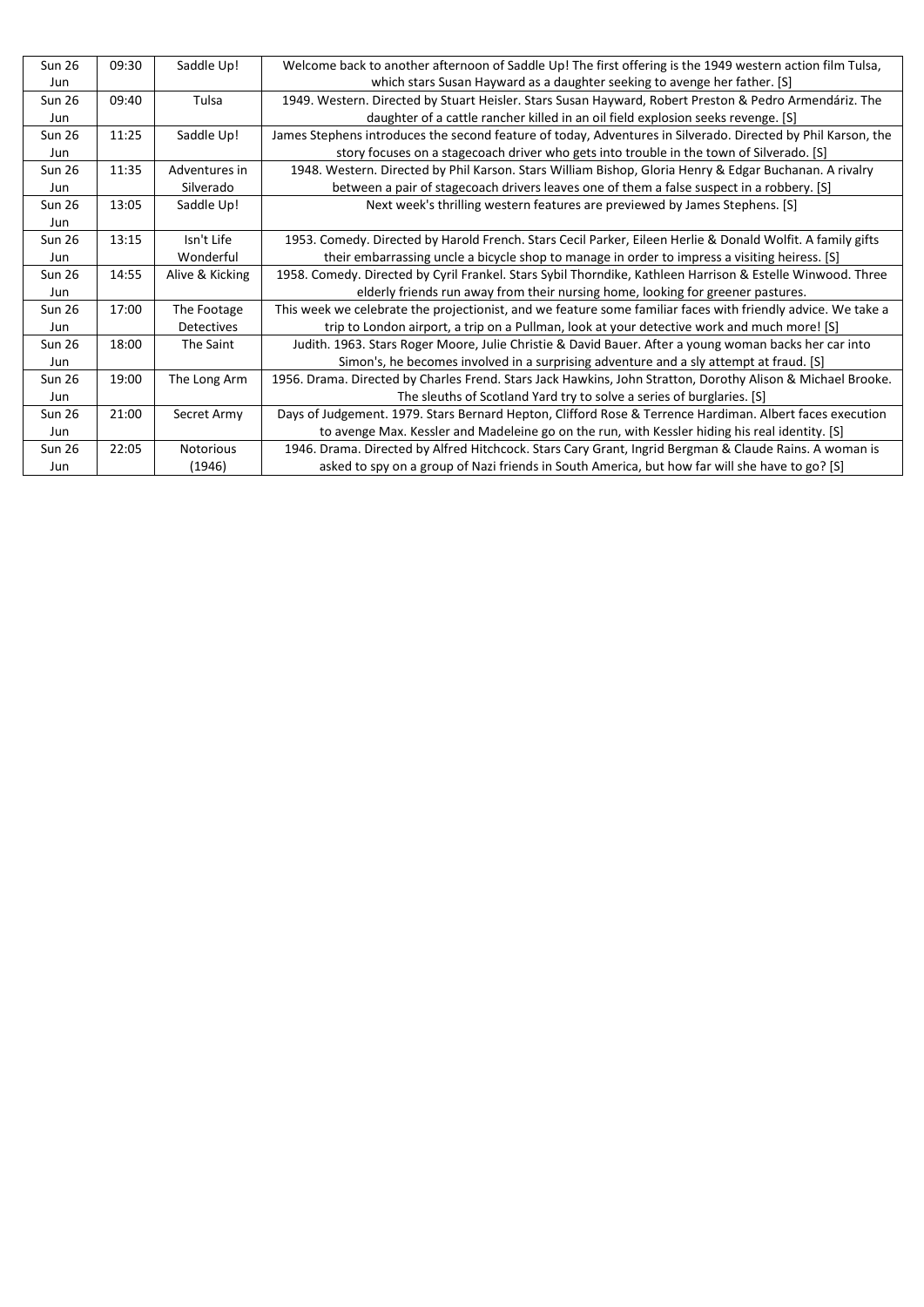| | | | |
|---|---|---|---|
| Sun 26 Jun | 09:30 | Saddle Up! | Welcome back to another afternoon of Saddle Up! The first offering is the 1949 western action film Tulsa, which stars Susan Hayward as a daughter seeking to avenge her father. [S] |
| Sun 26 Jun | 09:40 | Tulsa | 1949. Western. Directed by Stuart Heisler. Stars Susan Hayward, Robert Preston & Pedro Armendáriz. The daughter of a cattle rancher killed in an oil field explosion seeks revenge. [S] |
| Sun 26 Jun | 11:25 | Saddle Up! | James Stephens introduces the second feature of today, Adventures in Silverado. Directed by Phil Karson, the story focuses on a stagecoach driver who gets into trouble in the town of Silverado. [S] |
| Sun 26 Jun | 11:35 | Adventures in Silverado | 1948. Western. Directed by Phil Karson. Stars William Bishop, Gloria Henry & Edgar Buchanan. A rivalry between a pair of stagecoach drivers leaves one of them a false suspect in a robbery. [S] |
| Sun 26 Jun | 13:05 | Saddle Up! | Next week's thrilling western features are previewed by James Stephens. [S] |
| Sun 26 Jun | 13:15 | Isn't Life Wonderful | 1953. Comedy. Directed by Harold French. Stars Cecil Parker, Eileen Herlie & Donald Wolfit. A family gifts their embarrassing uncle a bicycle shop to manage in order to impress a visiting heiress. [S] |
| Sun 26 Jun | 14:55 | Alive & Kicking | 1958. Comedy. Directed by Cyril Frankel. Stars Sybil Thorndike, Kathleen Harrison & Estelle Winwood. Three elderly friends run away from their nursing home, looking for greener pastures. |
| Sun 26 Jun | 17:00 | The Footage Detectives | This week we celebrate the projectionist, and we feature some familiar faces with friendly advice. We take a trip to London airport, a trip on a Pullman, look at your detective work and much more! [S] |
| Sun 26 Jun | 18:00 | The Saint | Judith. 1963. Stars Roger Moore, Julie Christie & David Bauer. After a young woman backs her car into Simon's, he becomes involved in a surprising adventure and a sly attempt at fraud. [S] |
| Sun 26 Jun | 19:00 | The Long Arm | 1956. Drama. Directed by Charles Frend. Stars Jack Hawkins, John Stratton, Dorothy Alison & Michael Brooke. The sleuths of Scotland Yard try to solve a series of burglaries. [S] |
| Sun 26 Jun | 21:00 | Secret Army | Days of Judgement. 1979. Stars Bernard Hepton, Clifford Rose & Terrence Hardiman. Albert faces execution to avenge Max. Kessler and Madeleine go on the run, with Kessler hiding his real identity. [S] |
| Sun 26 Jun | 22:05 | Notorious (1946) | 1946. Drama. Directed by Alfred Hitchcock. Stars Cary Grant, Ingrid Bergman & Claude Rains. A woman is asked to spy on a group of Nazi friends in South America, but how far will she have to go? [S] |